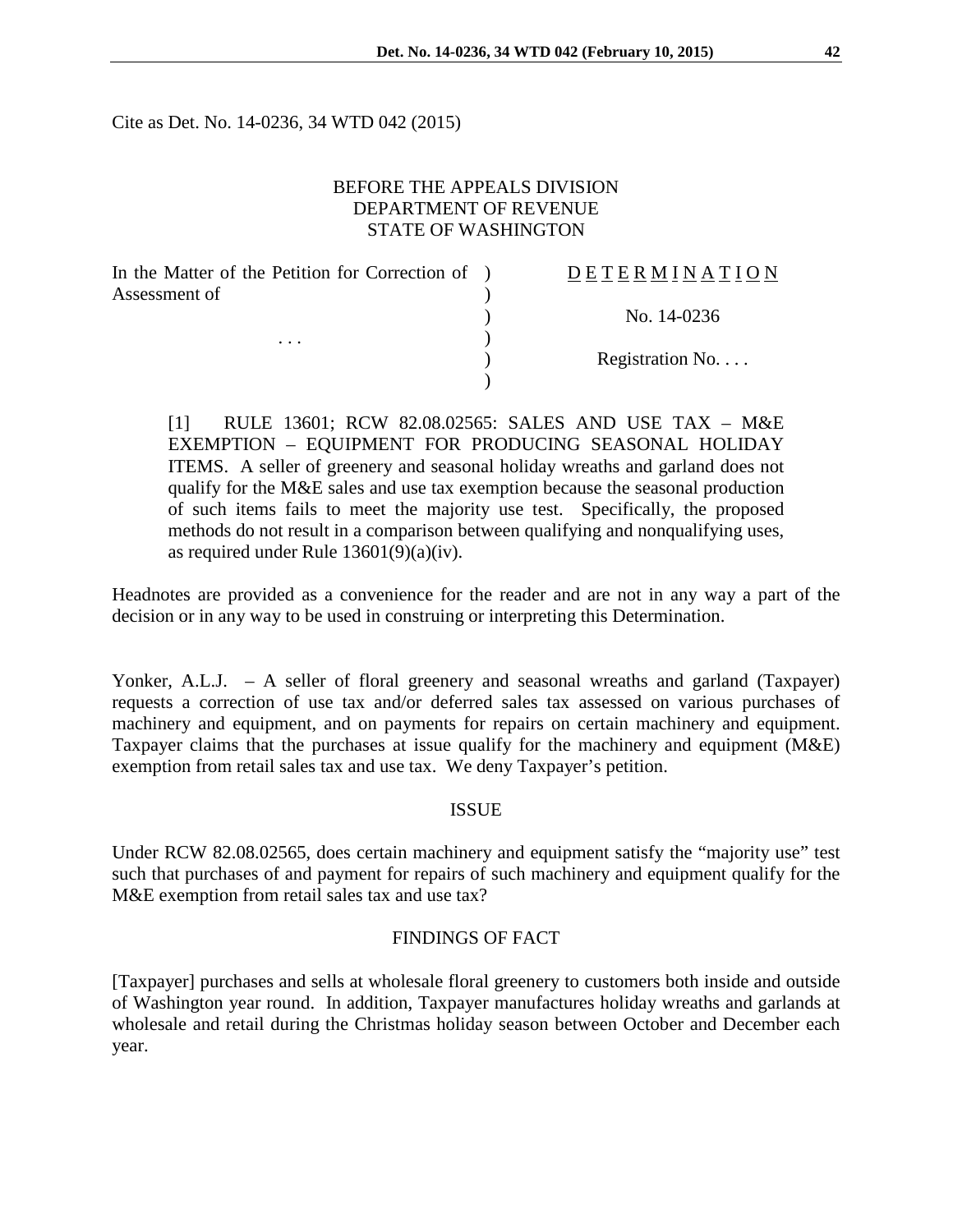Cite as Det. No. 14-0236, 34 WTD 042 (2015)

BEFORE THE APPEALS DIVISION
DEPARTMENT OF REVENUE
STATE OF WASHINGTON

| | | |
|---|---|---|
| In the Matter of the Petition for Correction of Assessment of | ) | D E T E R M I N A T I O N |
| | ) | |
| | ) | No. 14-0236 |
| . . . | ) | |
| | ) | Registration No. . . . |
| | ) | |

> [1] RULE 13601; RCW 82.08.02565: SALES AND USE TAX – M&E EXEMPTION – EQUIPMENT FOR PRODUCING SEASONAL HOLIDAY ITEMS. A seller of greenery and seasonal holiday wreaths and garland does not qualify for the M&E sales and use tax exemption because the seasonal production of such items fails to meet the majority use test. Specifically, the proposed methods do not result in a comparison between qualifying and nonqualifying uses, as required under Rule 13601(9)(a)(iv).

Headnotes are provided as a convenience for the reader and are not in any way a part of the decision or in any way to be used in construing or interpreting this Determination.

Yonker, A.L.J. – A seller of floral greenery and seasonal wreaths and garland (Taxpayer) requests a correction of use tax and/or deferred sales tax assessed on various purchases of machinery and equipment, and on payments for repairs on certain machinery and equipment. Taxpayer claims that the purchases at issue qualify for the machinery and equipment (M&E) exemption from retail sales tax and use tax. We deny Taxpayer's petition.

## ISSUE

Under RCW 82.08.02565, does certain machinery and equipment satisfy the "majority use" test such that purchases of and payment for repairs of such machinery and equipment qualify for the M&E exemption from retail sales tax and use tax?

## FINDINGS OF FACT

[Taxpayer] purchases and sells at wholesale floral greenery to customers both inside and outside of Washington year round. In addition, Taxpayer manufactures holiday wreaths and garlands at wholesale and retail during the Christmas holiday season between October and December each year.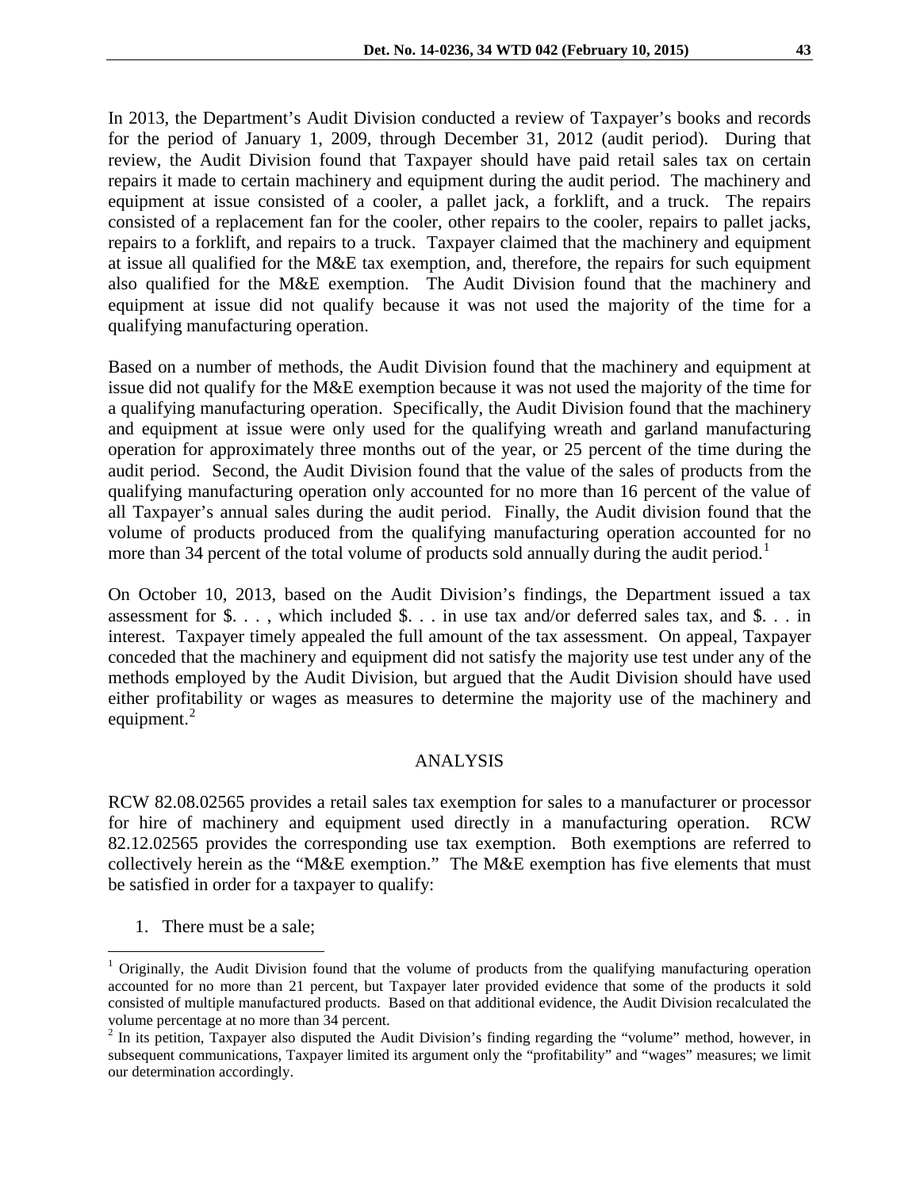In 2013, the Department's Audit Division conducted a review of Taxpayer's books and records for the period of January 1, 2009, through December 31, 2012 (audit period). During that review, the Audit Division found that Taxpayer should have paid retail sales tax on certain repairs it made to certain machinery and equipment during the audit period. The machinery and equipment at issue consisted of a cooler, a pallet jack, a forklift, and a truck. The repairs consisted of a replacement fan for the cooler, other repairs to the cooler, repairs to pallet jacks, repairs to a forklift, and repairs to a truck. Taxpayer claimed that the machinery and equipment at issue all qualified for the M&E tax exemption, and, therefore, the repairs for such equipment also qualified for the M&E exemption. The Audit Division found that the machinery and equipment at issue did not qualify because it was not used the majority of the time for a qualifying manufacturing operation.

Based on a number of methods, the Audit Division found that the machinery and equipment at issue did not qualify for the M&E exemption because it was not used the majority of the time for a qualifying manufacturing operation. Specifically, the Audit Division found that the machinery and equipment at issue were only used for the qualifying wreath and garland manufacturing operation for approximately three months out of the year, or 25 percent of the time during the audit period. Second, the Audit Division found that the value of the sales of products from the qualifying manufacturing operation only accounted for no more than 16 percent of the value of all Taxpayer's annual sales during the audit period. Finally, the Audit division found that the volume of products produced from the qualifying manufacturing operation accounted for no more than 34 percent of the total volume of products sold annually during the audit period.[1]

On October 10, 2013, based on the Audit Division's findings, the Department issued a tax assessment for $. . . , which included $. . . in use tax and/or deferred sales tax, and $. . . in interest. Taxpayer timely appealed the full amount of the tax assessment. On appeal, Taxpayer conceded that the machinery and equipment did not satisfy the majority use test under any of the methods employed by the Audit Division, but argued that the Audit Division should have used either profitability or wages as measures to determine the majority use of the machinery and equipment.[2]

## ANALYSIS

RCW 82.08.02565 provides a retail sales tax exemption for sales to a manufacturer or processor for hire of machinery and equipment used directly in a manufacturing operation. RCW 82.12.02565 provides the corresponding use tax exemption. Both exemptions are referred to collectively herein as the "M&E exemption." The M&E exemption has five elements that must be satisfied in order for a taxpayer to qualify:

1. There must be a sale;

---

[1] Originally, the Audit Division found that the volume of products from the qualifying manufacturing operation accounted for no more than 21 percent, but Taxpayer later provided evidence that some of the products it sold consisted of multiple manufactured products. Based on that additional evidence, the Audit Division recalculated the volume percentage at no more than 34 percent.

[2] In its petition, Taxpayer also disputed the Audit Division's finding regarding the "volume" method, however, in subsequent communications, Taxpayer limited its argument only the "profitability" and "wages" measures; we limit our determination accordingly.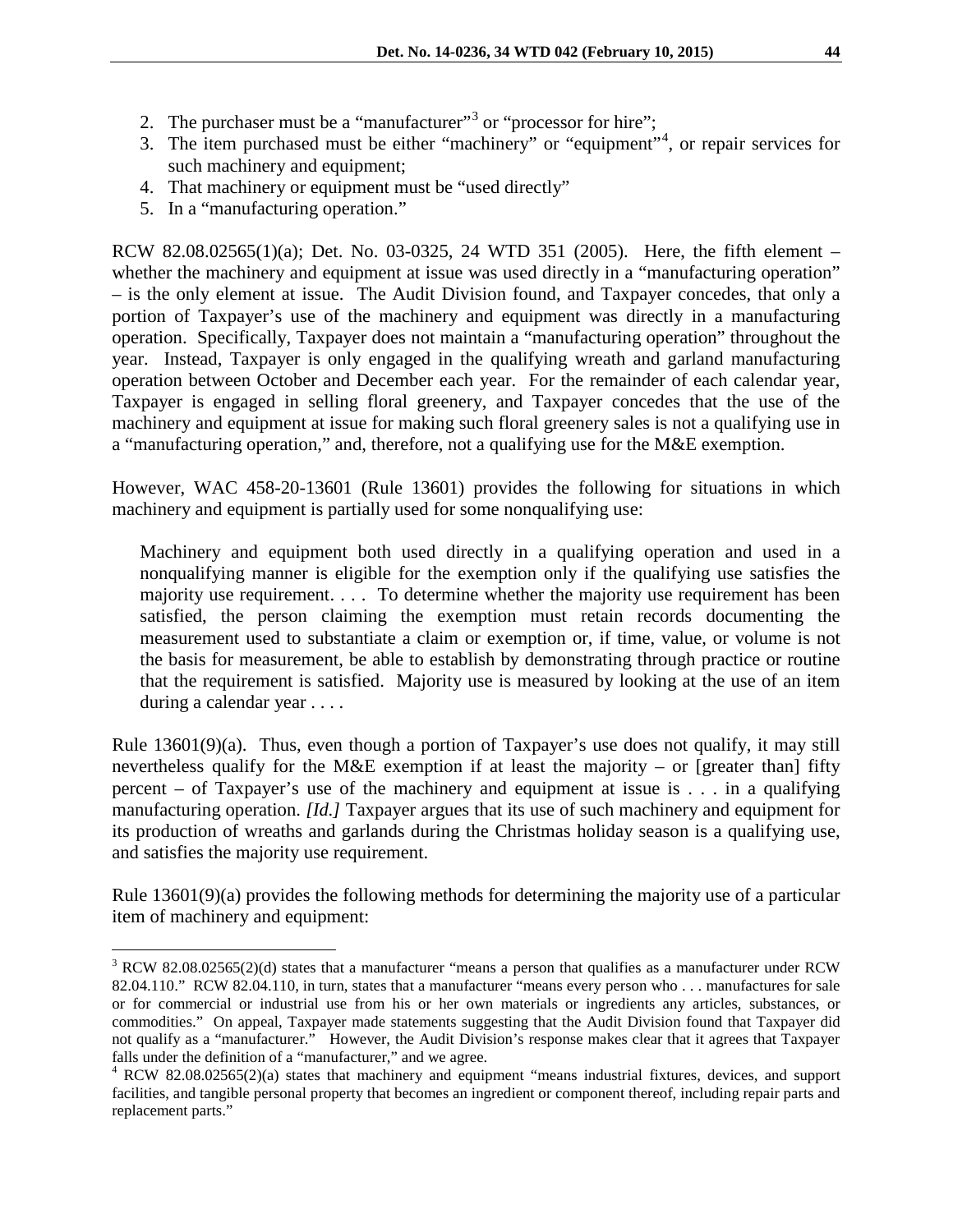2. The purchaser must be a "manufacturer"[3] or "processor for hire";
3. The item purchased must be either "machinery" or "equipment"[4], or repair services for such machinery and equipment;
4. That machinery or equipment must be "used directly"
5. In a "manufacturing operation."

RCW 82.08.02565(1)(a); Det. No. 03-0325, 24 WTD 351 (2005). Here, the fifth element – whether the machinery and equipment at issue was used directly in a "manufacturing operation" – is the only element at issue. The Audit Division found, and Taxpayer concedes, that only a portion of Taxpayer's use of the machinery and equipment was directly in a manufacturing operation. Specifically, Taxpayer does not maintain a "manufacturing operation" throughout the year. Instead, Taxpayer is only engaged in the qualifying wreath and garland manufacturing operation between October and December each year. For the remainder of each calendar year, Taxpayer is engaged in selling floral greenery, and Taxpayer concedes that the use of the machinery and equipment at issue for making such floral greenery sales is not a qualifying use in a "manufacturing operation," and, therefore, not a qualifying use for the M&E exemption.

However, WAC 458-20-13601 (Rule 13601) provides the following for situations in which machinery and equipment is partially used for some nonqualifying use:

> Machinery and equipment both used directly in a qualifying operation and used in a nonqualifying manner is eligible for the exemption only if the qualifying use satisfies the majority use requirement. . . . To determine whether the majority use requirement has been satisfied, the person claiming the exemption must retain records documenting the measurement used to substantiate a claim or exemption or, if time, value, or volume is not the basis for measurement, be able to establish by demonstrating through practice or routine that the requirement is satisfied. Majority use is measured by looking at the use of an item during a calendar year . . . .

Rule 13601(9)(a). Thus, even though a portion of Taxpayer's use does not qualify, it may still nevertheless qualify for the M&E exemption if at least the majority – or [greater than] fifty percent – of Taxpayer's use of the machinery and equipment at issue is . . . in a qualifying manufacturing operation. *[Id.]* Taxpayer argues that its use of such machinery and equipment for its production of wreaths and garlands during the Christmas holiday season is a qualifying use, and satisfies the majority use requirement.

Rule 13601(9)(a) provides the following methods for determining the majority use of a particular item of machinery and equipment:

---

[3] RCW 82.08.02565(2)(d) states that a manufacturer "means a person that qualifies as a manufacturer under RCW 82.04.110." RCW 82.04.110, in turn, states that a manufacturer "means every person who . . . manufactures for sale or for commercial or industrial use from his or her own materials or ingredients any articles, substances, or commodities." On appeal, Taxpayer made statements suggesting that the Audit Division found that Taxpayer did not qualify as a "manufacturer." However, the Audit Division's response makes clear that it agrees that Taxpayer falls under the definition of a "manufacturer," and we agree.

[4] RCW 82.08.02565(2)(a) states that machinery and equipment "means industrial fixtures, devices, and support facilities, and tangible personal property that becomes an ingredient or component thereof, including repair parts and replacement parts."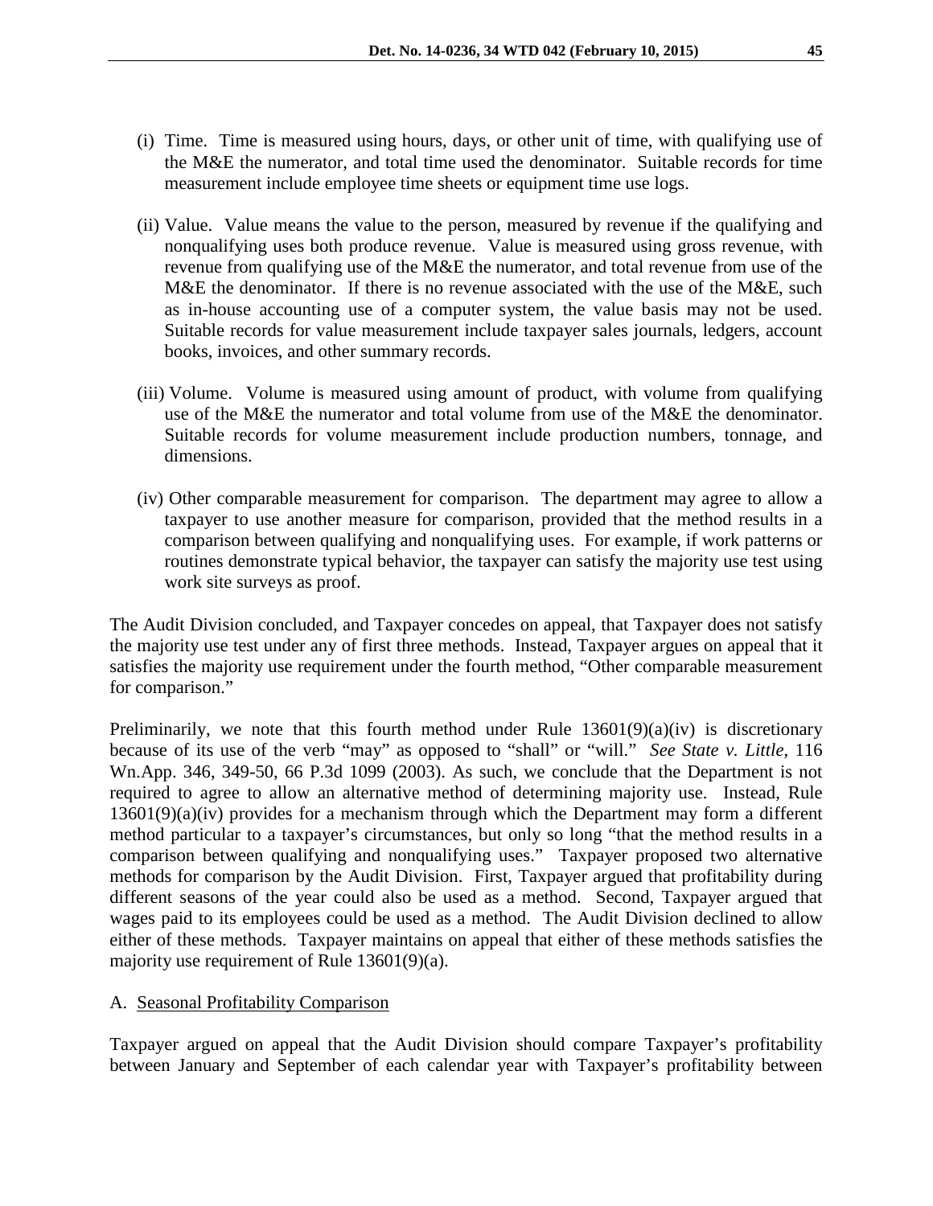(i) Time. Time is measured using hours, days, or other unit of time, with qualifying use of the M&E the numerator, and total time used the denominator. Suitable records for time measurement include employee time sheets or equipment time use logs.

(ii) Value. Value means the value to the person, measured by revenue if the qualifying and nonqualifying uses both produce revenue. Value is measured using gross revenue, with revenue from qualifying use of the M&E the numerator, and total revenue from use of the M&E the denominator. If there is no revenue associated with the use of the M&E, such as in-house accounting use of a computer system, the value basis may not be used. Suitable records for value measurement include taxpayer sales journals, ledgers, account books, invoices, and other summary records.

(iii) Volume. Volume is measured using amount of product, with volume from qualifying use of the M&E the numerator and total volume from use of the M&E the denominator. Suitable records for volume measurement include production numbers, tonnage, and dimensions.

(iv) Other comparable measurement for comparison. The department may agree to allow a taxpayer to use another measure for comparison, provided that the method results in a comparison between qualifying and nonqualifying uses. For example, if work patterns or routines demonstrate typical behavior, the taxpayer can satisfy the majority use test using work site surveys as proof.

The Audit Division concluded, and Taxpayer concedes on appeal, that Taxpayer does not satisfy the majority use test under any of first three methods. Instead, Taxpayer argues on appeal that it satisfies the majority use requirement under the fourth method, "Other comparable measurement for comparison."

Preliminarily, we note that this fourth method under Rule 13601(9)(a)(iv) is discretionary because of its use of the verb "may" as opposed to "shall" or "will." *See State v. Little*, 116 Wn.App. 346, 349-50, 66 P.3d 1099 (2003). As such, we conclude that the Department is not required to agree to allow an alternative method of determining majority use. Instead, Rule 13601(9)(a)(iv) provides for a mechanism through which the Department may form a different method particular to a taxpayer's circumstances, but only so long "that the method results in a comparison between qualifying and nonqualifying uses." Taxpayer proposed two alternative methods for comparison by the Audit Division. First, Taxpayer argued that profitability during different seasons of the year could also be used as a method. Second, Taxpayer argued that wages paid to its employees could be used as a method. The Audit Division declined to allow either of these methods. Taxpayer maintains on appeal that either of these methods satisfies the majority use requirement of Rule 13601(9)(a).

A. Seasonal Profitability Comparison

Taxpayer argued on appeal that the Audit Division should compare Taxpayer's profitability between January and September of each calendar year with Taxpayer's profitability between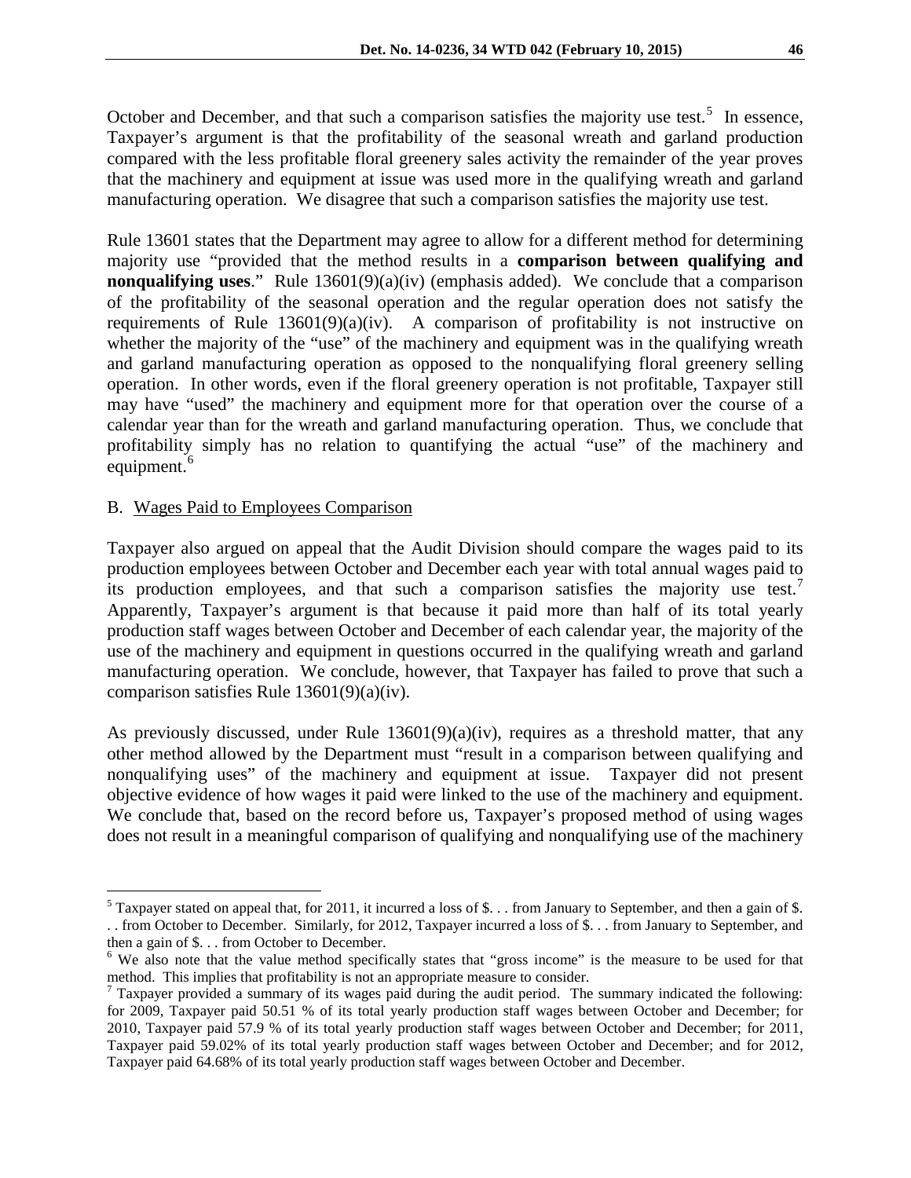October and December, and that such a comparison satisfies the majority use test.[5] In essence, Taxpayer's argument is that the profitability of the seasonal wreath and garland production compared with the less profitable floral greenery sales activity the remainder of the year proves that the machinery and equipment at issue was used more in the qualifying wreath and garland manufacturing operation. We disagree that such a comparison satisfies the majority use test.

Rule 13601 states that the Department may agree to allow for a different method for determining majority use "provided that the method results in a **comparison between qualifying and nonqualifying uses**." Rule 13601(9)(a)(iv) (emphasis added). We conclude that a comparison of the profitability of the seasonal operation and the regular operation does not satisfy the requirements of Rule 13601(9)(a)(iv). A comparison of profitability is not instructive on whether the majority of the "use" of the machinery and equipment was in the qualifying wreath and garland manufacturing operation as opposed to the nonqualifying floral greenery selling operation. In other words, even if the floral greenery operation is not profitable, Taxpayer still may have "used" the machinery and equipment more for that operation over the course of a calendar year than for the wreath and garland manufacturing operation. Thus, we conclude that profitability simply has no relation to quantifying the actual "use" of the machinery and equipment.[6]

B. Wages Paid to Employees Comparison

Taxpayer also argued on appeal that the Audit Division should compare the wages paid to its production employees between October and December each year with total annual wages paid to its production employees, and that such a comparison satisfies the majority use test.[7] Apparently, Taxpayer's argument is that because it paid more than half of its total yearly production staff wages between October and December of each calendar year, the majority of the use of the machinery and equipment in questions occurred in the qualifying wreath and garland manufacturing operation. We conclude, however, that Taxpayer has failed to prove that such a comparison satisfies Rule 13601(9)(a)(iv).

As previously discussed, under Rule 13601(9)(a)(iv), requires as a threshold matter, that any other method allowed by the Department must "result in a comparison between qualifying and nonqualifying uses" of the machinery and equipment at issue. Taxpayer did not present objective evidence of how wages it paid were linked to the use of the machinery and equipment. We conclude that, based on the record before us, Taxpayer's proposed method of using wages does not result in a meaningful comparison of qualifying and nonqualifying use of the machinery

---

[5] Taxpayer stated on appeal that, for 2011, it incurred a loss of $. . . from January to September, and then a gain of $. . . from October to December. Similarly, for 2012, Taxpayer incurred a loss of $. . . from January to September, and then a gain of $. . . from October to December.

[6] We also note that the value method specifically states that "gross income" is the measure to be used for that method. This implies that profitability is not an appropriate measure to consider.

[7] Taxpayer provided a summary of its wages paid during the audit period. The summary indicated the following: for 2009, Taxpayer paid 50.51 % of its total yearly production staff wages between October and December; for 2010, Taxpayer paid 57.9 % of its total yearly production staff wages between October and December; for 2011, Taxpayer paid 59.02% of its total yearly production staff wages between October and December; and for 2012, Taxpayer paid 64.68% of its total yearly production staff wages between October and December.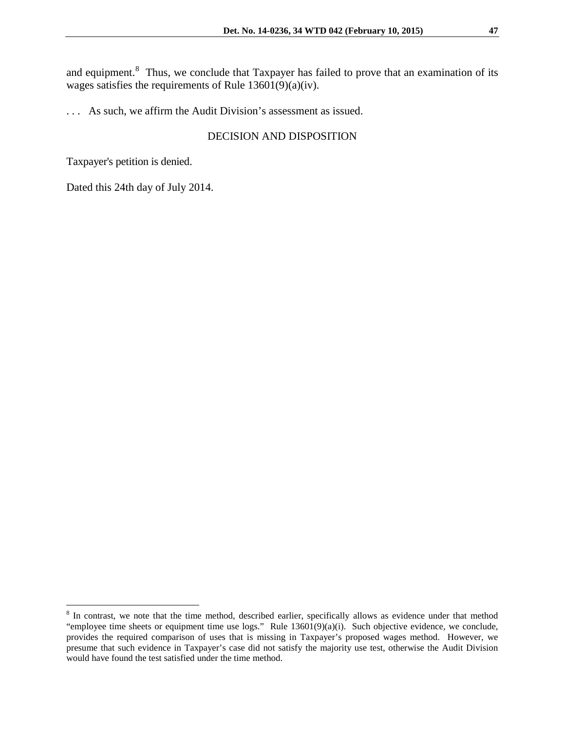and equipment.[8] Thus, we conclude that Taxpayer has failed to prove that an examination of its wages satisfies the requirements of Rule 13601(9)(a)(iv).

. . . As such, we affirm the Audit Division's assessment as issued.

## DECISION AND DISPOSITION

Taxpayer's petition is denied.

Dated this 24th day of July 2014.

---

[8] In contrast, we note that the time method, described earlier, specifically allows as evidence under that method "employee time sheets or equipment time use logs." Rule 13601(9)(a)(i). Such objective evidence, we conclude, provides the required comparison of uses that is missing in Taxpayer's proposed wages method. However, we presume that such evidence in Taxpayer's case did not satisfy the majority use test, otherwise the Audit Division would have found the test satisfied under the time method.